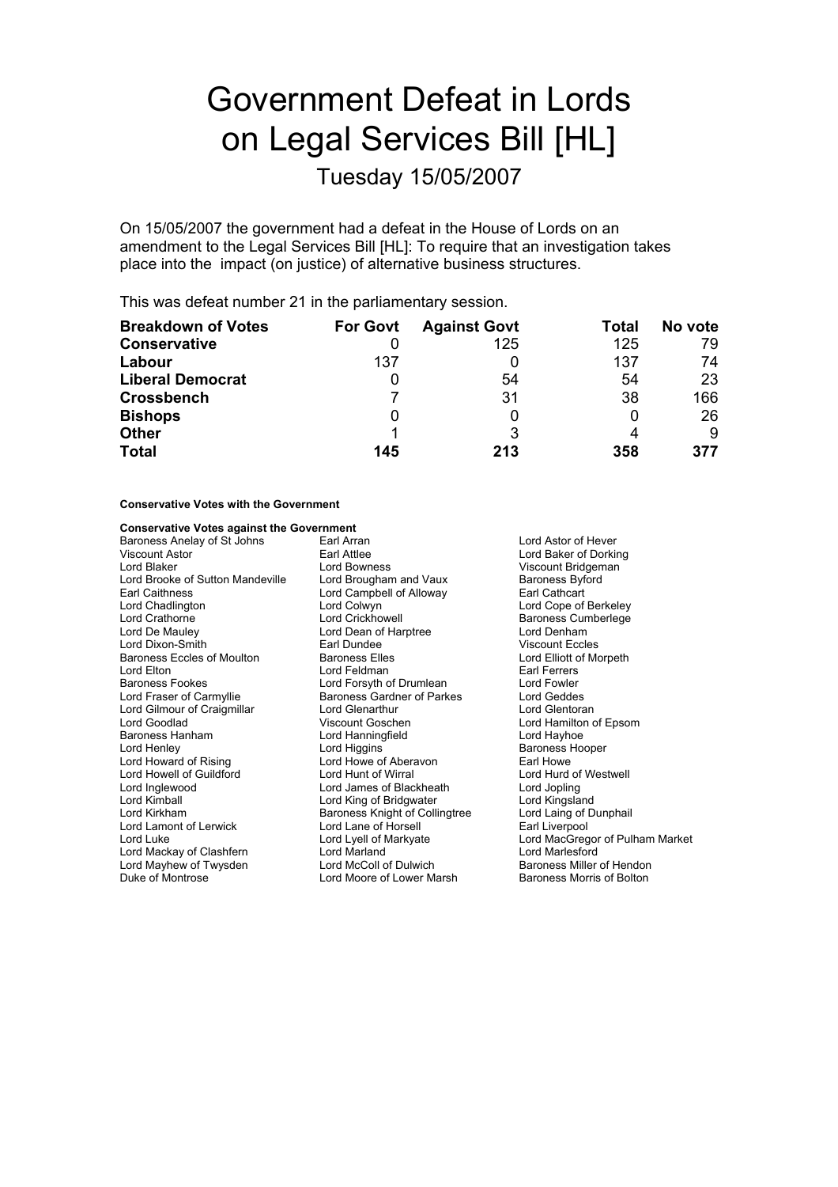# Government Defeat in Lords on Legal Services Bill [HL]

## Tuesday 15/05/2007

On 15/05/2007 the government had a defeat in the House of Lords on an amendment to the Legal Services Bill [HL]: To require that an investigation takes place into the impact (on justice) of alternative business structures.

This was defeat number 21 in the parliamentary session.

| Breakdown of Votes | For Govt | Against Govt | Total | No vote |
|---|---|---|---|---|
| **Conservative** | 0 | 125 | 125 | 79 |
| **Labour** | 137 | 0 | 137 | 74 |
| **Liberal Democrat** | 0 | 54 | 54 | 23 |
| **Crossbench** | 7 | 31 | 38 | 166 |
| **Bishops** | 0 | 0 | 0 | 26 |
| **Other** | 1 | 3 | 4 | 9 |
| **Total** | **145** | **213** | **358** | **377** |

**Conservative Votes with the Government**

**Conservative Votes against the Government**

Baroness Anelay of St Johns
Earl Arran
Lord Astor of Hever
Viscount Astor
Earl Attlee
Lord Baker of Dorking
Lord Blaker
Lord Bowness
Viscount Bridgeman
Lord Brooke of Sutton Mandeville
Lord Brougham and Vaux
Baroness Byford
Earl Caithness
Lord Campbell of Alloway
Earl Cathcart
Lord Chadlington
Lord Colwyn
Lord Cope of Berkeley
Lord Crathorne
Lord Crickhowell
Baroness Cumberlege
Lord De Mauley
Lord Dean of Harptree
Lord Denham
Lord Dixon-Smith
Earl Dundee
Viscount Eccles
Baroness Eccles of Moulton
Baroness Elles
Lord Elliott of Morpeth
Lord Elton
Lord Feldman
Earl Ferrers
Baroness Fookes
Lord Forsyth of Drumlean
Lord Fowler
Lord Fraser of Carmyllie
Baroness Gardner of Parkes
Lord Geddes
Lord Gilmour of Craigmillar
Lord Glenarthur
Lord Glentoran
Lord Goodlad
Viscount Goschen
Lord Hamilton of Epsom
Baroness Hanham
Lord Hanningfield
Lord Hayhoe
Lord Henley
Lord Higgins
Baroness Hooper
Lord Howard of Rising
Lord Howe of Aberavon
Earl Howe
Lord Howell of Guildford
Lord Hunt of Wirral
Lord Hurd of Westwell
Lord Inglewood
Lord James of Blackheath
Lord Jopling
Lord Kimball
Lord King of Bridgwater
Lord Kingsland
Lord Kirkham
Baroness Knight of Collingtree
Lord Laing of Dunphail
Lord Lamont of Lerwick
Lord Lane of Horsell
Earl Liverpool
Lord Luke
Lord Lyell of Markyate
Lord MacGregor of Pulham Market
Lord Mackay of Clashfern
Lord Marland
Lord Marlesford
Lord Mayhew of Twysden
Lord McColl of Dulwich
Baroness Miller of Hendon
Duke of Montrose
Lord Moore of Lower Marsh
Baroness Morris of Bolton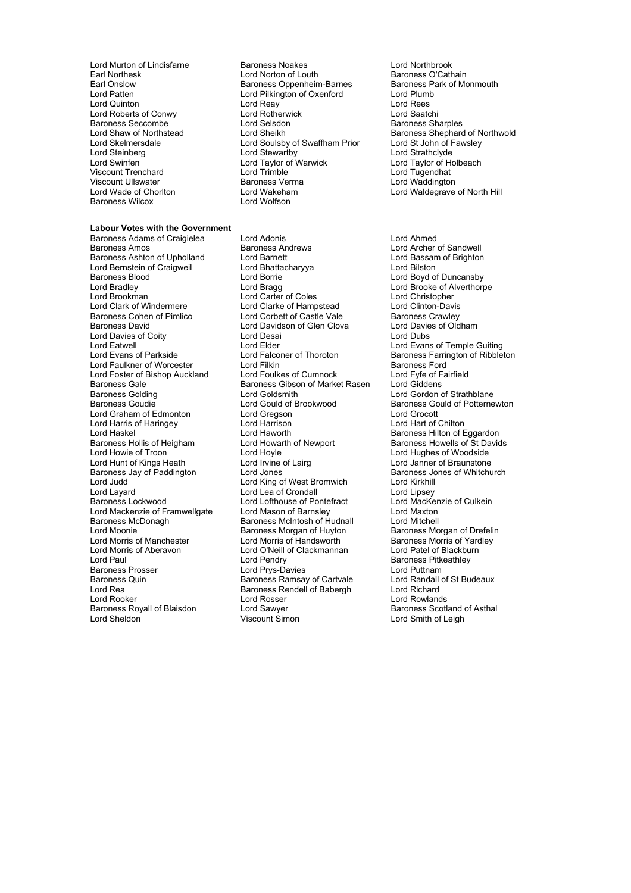Lord Murton of Lindisfarne
Earl Northesk
Earl Onslow
Lord Patten
Lord Quinton
Lord Roberts of Conwy
Baroness Seccombe
Lord Shaw of Northstead
Lord Skelmersdale
Lord Steinberg
Lord Swinfen
Viscount Trenchard
Viscount Ullswater
Lord Wade of Chorlton
Baroness Wilcox
Baroness Noakes
Lord Norton of Louth
Baroness Oppenheim-Barnes
Lord Pilkington of Oxenford
Lord Reay
Lord Rotherwick
Lord Selsdon
Lord Sheikh
Lord Soulsby of Swaffham Prior
Lord Stewartby
Lord Taylor of Warwick
Lord Trimble
Baroness Verma
Lord Wakeham
Lord Wolfson
Lord Northbrook
Baroness O'Cathain
Baroness Park of Monmouth
Lord Plumb
Lord Rees
Lord Saatchi
Baroness Sharples
Baroness Shephard of Northwold
Lord St John of Fawsley
Lord Strathclyde
Lord Taylor of Holbeach
Lord Tugendhat
Lord Waddington
Lord Waldegrave of North Hill

**Labour Votes with the Government**

Baroness Adams of Craigielea
Baroness Amos
Baroness Ashton of Upholland
Lord Bernstein of Craigweil
Baroness Blood
Lord Bradley
Lord Brookman
Lord Clark of Windermere
Baroness Cohen of Pimlico
Baroness David
Lord Davies of Coity
Lord Eatwell
Lord Evans of Parkside
Lord Faulkner of Worcester
Lord Foster of Bishop Auckland
Baroness Gale
Baroness Golding
Baroness Goudie
Lord Graham of Edmonton
Lord Harris of Haringey
Lord Haskel
Baroness Hollis of Heigham
Lord Howie of Troon
Lord Hunt of Kings Heath
Baroness Jay of Paddington
Lord Judd
Lord Layard
Baroness Lockwood
Lord Mackenzie of Framwellgate
Baroness McDonagh
Lord Moonie
Lord Morris of Manchester
Lord Morris of Aberavon
Lord Paul
Baroness Prosser
Baroness Quin
Lord Rea
Lord Rooker
Baroness Royall of Blaisdon
Lord Sheldon
Lord Adonis
Baroness Andrews
Lord Barnett
Lord Bhattacharyya
Lord Borrie
Lord Bragg
Lord Carter of Coles
Lord Clarke of Hampstead
Lord Corbett of Castle Vale
Lord Davidson of Glen Clova
Lord Desai
Lord Elder
Lord Falconer of Thoroton
Lord Filkin
Lord Foulkes of Cumnock
Baroness Gibson of Market Rasen
Lord Goldsmith
Lord Gould of Brookwood
Lord Gregson
Lord Harrison
Lord Haworth
Lord Howarth of Newport
Lord Hoyle
Lord Irvine of Lairg
Lord Jones
Lord King of West Bromwich
Lord Lea of Crondall
Lord Lofthouse of Pontefract
Lord Mason of Barnsley
Baroness McIntosh of Hudnall
Baroness Morgan of Huyton
Lord Morris of Handsworth
Lord O'Neill of Clackmannan
Lord Pendry
Lord Prys-Davies
Baroness Ramsay of Cartvale
Baroness Rendell of Babergh
Lord Rosser
Lord Sawyer
Viscount Simon
Lord Ahmed
Lord Archer of Sandwell
Lord Bassam of Brighton
Lord Bilston
Lord Boyd of Duncansby
Lord Brooke of Alverthorpe
Lord Christopher
Lord Clinton-Davis
Baroness Crawley
Lord Davies of Oldham
Lord Dubs
Lord Evans of Temple Guiting
Baroness Farrington of Ribbleton
Baroness Ford
Lord Fyfe of Fairfield
Lord Giddens
Lord Gordon of Strathblane
Baroness Gould of Potternewton
Lord Grocott
Lord Hart of Chilton
Baroness Hilton of Eggardon
Baroness Howells of St Davids
Lord Hughes of Woodside
Lord Janner of Braunstone
Baroness Jones of Whitchurch
Lord Kirkhill
Lord Lipsey
Lord MacKenzie of Culkein
Lord Maxton
Lord Mitchell
Baroness Morgan of Drefelin
Baroness Morris of Yardley
Lord Patel of Blackburn
Baroness Pitkeathley
Lord Puttnam
Lord Randall of St Budeaux
Lord Richard
Lord Rowlands
Baroness Scotland of Asthal
Lord Smith of Leigh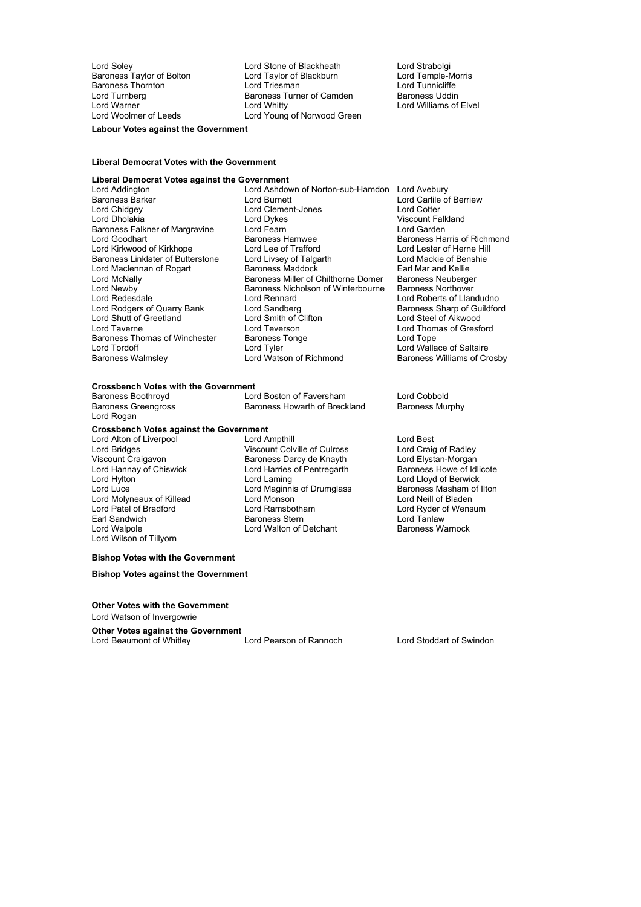Lord Soley
Baroness Taylor of Bolton
Baroness Thornton
Lord Turnberg
Lord Warner
Lord Woolmer of Leeds
Lord Stone of Blackheath
Lord Taylor of Blackburn
Lord Triesman
Baroness Turner of Camden
Lord Whitty
Lord Young of Norwood Green
Lord Strabolgi
Lord Temple-Morris
Lord Tunnicliffe
Baroness Uddin
Lord Williams of Elvel

**Labour Votes against the Government**

**Liberal Democrat Votes with the Government**

**Liberal Democrat Votes against the Government**

Lord Addington
Baroness Barker
Lord Chidgey
Lord Dholakia
Baroness Falkner of Margravine
Lord Goodhart
Lord Kirkwood of Kirkhope
Baroness Linklater of Butterstone
Lord Maclennan of Rogart
Lord McNally
Lord Newby
Lord Redesdale
Lord Rodgers of Quarry Bank
Lord Shutt of Greetland
Lord Taverne
Baroness Thomas of Winchester
Lord Tordoff
Baroness Walmsley
Lord Ashdown of Norton-sub-Hamdon
Lord Burnett
Lord Clement-Jones
Lord Dykes
Lord Fearn
Baroness Hamwee
Lord Lee of Trafford
Lord Livsey of Talgarth
Baroness Maddock
Baroness Miller of Chilthorne Domer
Baroness Nicholson of Winterbourne
Lord Rennard
Lord Sandberg
Lord Smith of Clifton
Lord Teverson
Baroness Tonge
Lord Tyler
Lord Watson of Richmond
Lord Avebury
Lord Carlile of Berriew
Lord Cotter
Viscount Falkland
Lord Garden
Baroness Harris of Richmond
Lord Lester of Herne Hill
Lord Mackie of Benshie
Earl Mar and Kellie
Baroness Neuberger
Baroness Northover
Lord Roberts of Llandudno
Baroness Sharp of Guildford
Lord Steel of Aikwood
Lord Thomas of Gresford
Lord Tope
Lord Wallace of Saltaire
Baroness Williams of Crosby

**Crossbench Votes with the Government**

Baroness Boothroyd
Baroness Greengross
Lord Rogan
Lord Boston of Faversham
Baroness Howarth of Breckland
Lord Cobbold
Baroness Murphy

**Crossbench Votes against the Government**

Lord Alton of Liverpool
Lord Bridges
Viscount Craigavon
Lord Hannay of Chiswick
Lord Hylton
Lord Luce
Lord Molyneaux of Killead
Lord Patel of Bradford
Earl Sandwich
Lord Walpole
Lord Wilson of Tillyorn
Lord Ampthill
Viscount Colville of Culross
Baroness Darcy de Knayth
Lord Harries of Pentregarth
Lord Laming
Lord Maginnis of Drumglass
Lord Monson
Lord Ramsbotham
Baroness Stern
Lord Walton of Detchant
Lord Best
Lord Craig of Radley
Lord Elystan-Morgan
Baroness Howe of Idlicote
Lord Lloyd of Berwick
Baroness Masham of Ilton
Lord Neill of Bladen
Lord Ryder of Wensum
Lord Tanlaw
Baroness Warnock

**Bishop Votes with the Government**

**Bishop Votes against the Government**

**Other Votes with the Government**

Lord Watson of Invergowrie

**Other Votes against the Government**

Lord Beaumont of Whitley
Lord Pearson of Rannoch
Lord Stoddart of Swindon